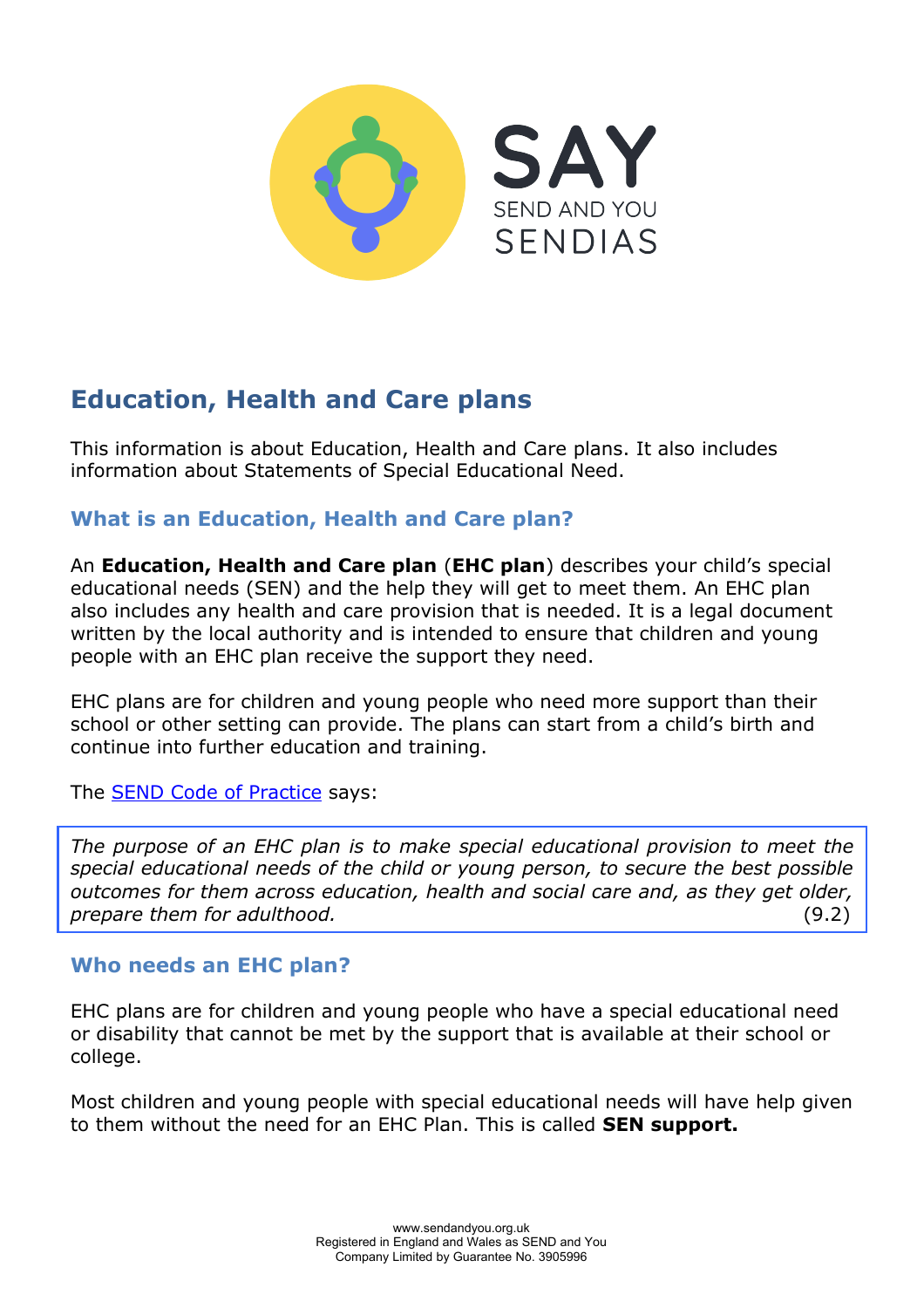# Education, Health and Care plans

This information is about Education, Health and Care plans. It also includes information about Statements of Special Educational Need.

## What is an Education, Health and Care plan?

An **Education, Health and Care plan** (**EHC plan**) describes your child's special educational needs (SEN) and the help they will get to meet them. An EHC plan also includes any health and care provision that is needed. It is a legal document written by the local authority and is intended to ensure that children and young people with an EHC plan receive the support they need.

EHC plans are for children and young people who need more support than their school or other setting can provide. The plans can start from a child's birth and continue into further education and training.

The [SEND Code of Practice]() says:

> *The purpose of an EHC plan is to make special educational provision to meet the special educational needs of the child or young person, to secure the best possible outcomes for them across education, health and social care and, as they get older, prepare them for adulthood.* (9.2)

## Who needs an EHC plan?

EHC plans are for children and young people who have a special educational need or disability that cannot be met by the support that is available at their school or college.

Most children and young people with special educational needs will have help given to them without the need for an EHC Plan. This is called **SEN support.**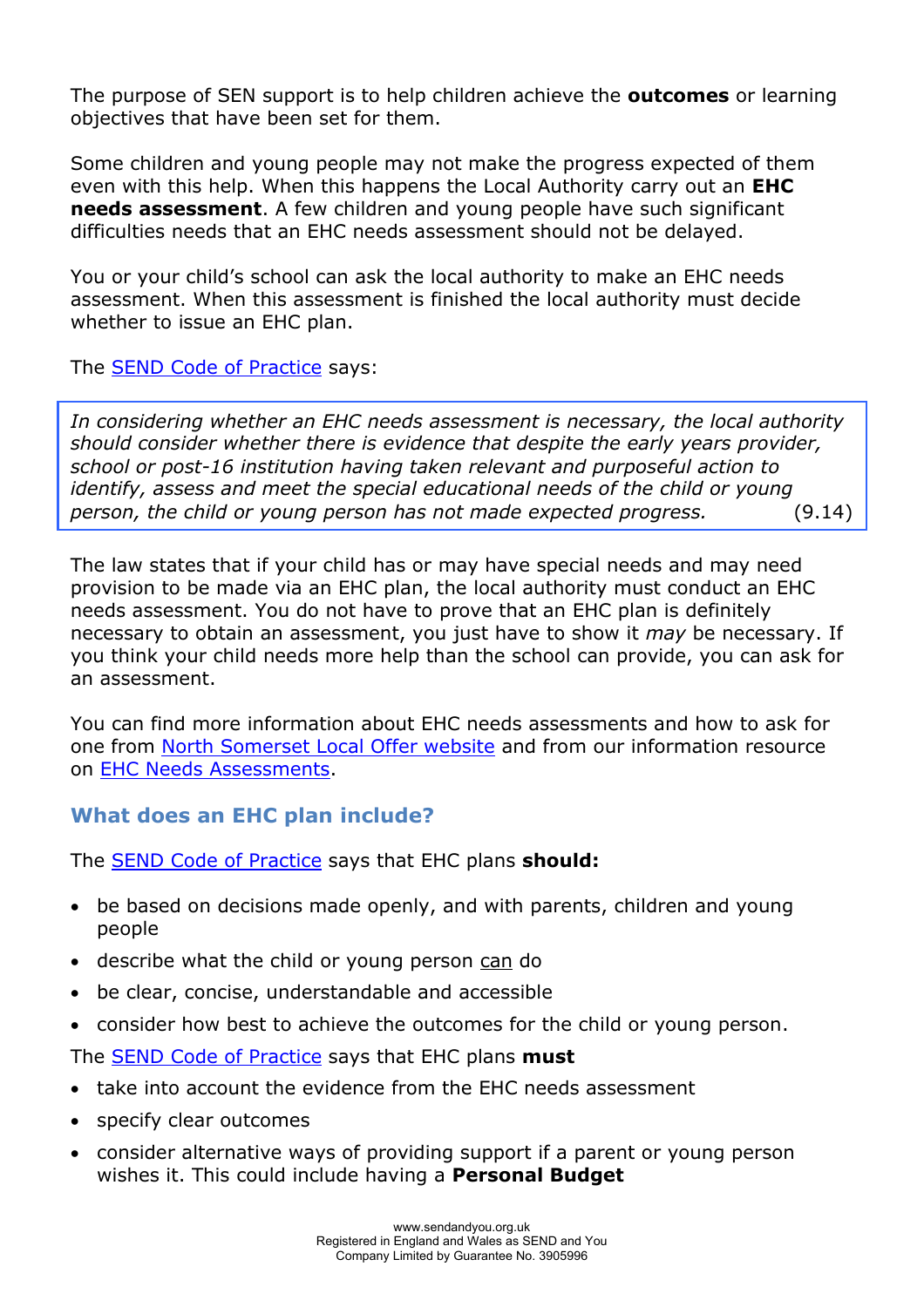The purpose of SEN support is to help children achieve the **outcomes** or learning objectives that have been set for them.

Some children and young people may not make the progress expected of them even with this help. When this happens the Local Authority carry out an **EHC needs assessment**. A few children and young people have such significant difficulties needs that an EHC needs assessment should not be delayed.

You or your child's school can ask the local authority to make an EHC needs assessment. When this assessment is finished the local authority must decide whether to issue an EHC plan.

The SEND Code of Practice says:

> *In considering whether an EHC needs assessment is necessary, the local authority should consider whether there is evidence that despite the early years provider, school or post-16 institution having taken relevant and purposeful action to identify, assess and meet the special educational needs of the child or young person, the child or young person has not made expected progress.* (9.14)

The law states that if your child has or may have special needs and may need provision to be made via an EHC plan, the local authority must conduct an EHC needs assessment. You do not have to prove that an EHC plan is definitely necessary to obtain an assessment, you just have to show it *may* be necessary. If you think your child needs more help than the school can provide, you can ask for an assessment.

You can find more information about EHC needs assessments and how to ask for one from North Somerset Local Offer website and from our information resource on EHC Needs Assessments.

## What does an EHC plan include?

The SEND Code of Practice says that EHC plans **should:**

- be based on decisions made openly, and with parents, children and young people
- describe what the child or young person can do
- be clear, concise, understandable and accessible
- consider how best to achieve the outcomes for the child or young person.

The SEND Code of Practice says that EHC plans **must**

- take into account the evidence from the EHC needs assessment
- specify clear outcomes
- consider alternative ways of providing support if a parent or young person wishes it. This could include having a **Personal Budget**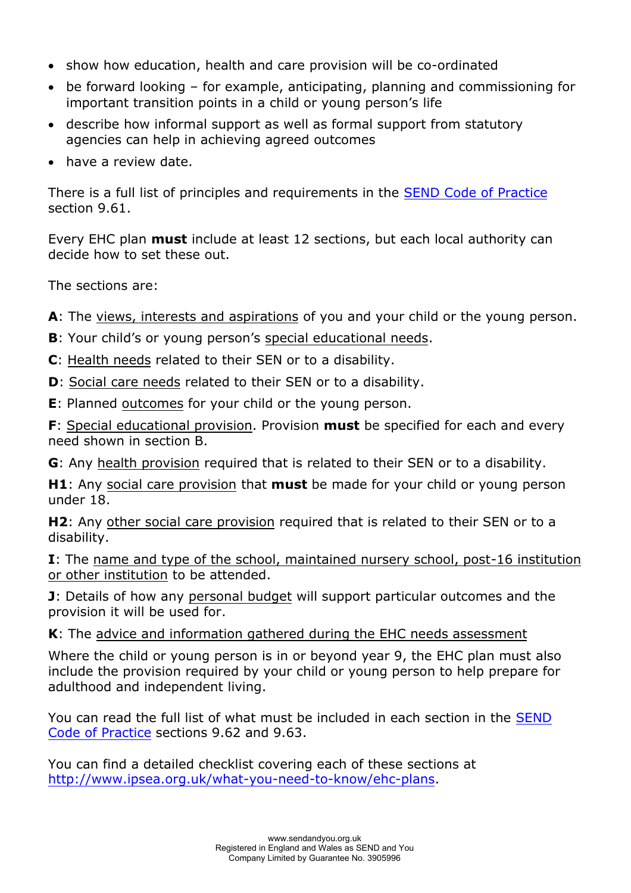- show how education, health and care provision will be co-ordinated
- be forward looking – for example, anticipating, planning and commissioning for important transition points in a child or young person's life
- describe how informal support as well as formal support from statutory agencies can help in achieving agreed outcomes
- have a review date.

There is a full list of principles and requirements in the [SEND Code of Practice](#) section 9.61.

Every EHC plan **must** include at least 12 sections, but each local authority can decide how to set these out.

The sections are:

**A**: The views, interests and aspirations of you and your child or the young person.

**B**: Your child's or young person's special educational needs.

**C**: Health needs related to their SEN or to a disability.

**D**: Social care needs related to their SEN or to a disability.

**E**: Planned outcomes for your child or the young person.

**F**: Special educational provision. Provision **must** be specified for each and every need shown in section B.

**G**: Any health provision required that is related to their SEN or to a disability.

**H1**: Any social care provision that **must** be made for your child or young person under 18.

**H2**: Any other social care provision required that is related to their SEN or to a disability.

**I**: The name and type of the school, maintained nursery school, post-16 institution or other institution to be attended.

**J**: Details of how any personal budget will support particular outcomes and the provision it will be used for.

**K**: The advice and information gathered during the EHC needs assessment

Where the child or young person is in or beyond year 9, the EHC plan must also include the provision required by your child or young person to help prepare for adulthood and independent living.

You can read the full list of what must be included in each section in the [SEND Code of Practice](#) sections 9.62 and 9.63.

You can find a detailed checklist covering each of these sections at [http://www.ipsea.org.uk/what-you-need-to-know/ehc-plans](http://www.ipsea.org.uk/what-you-need-to-know/ehc-plans).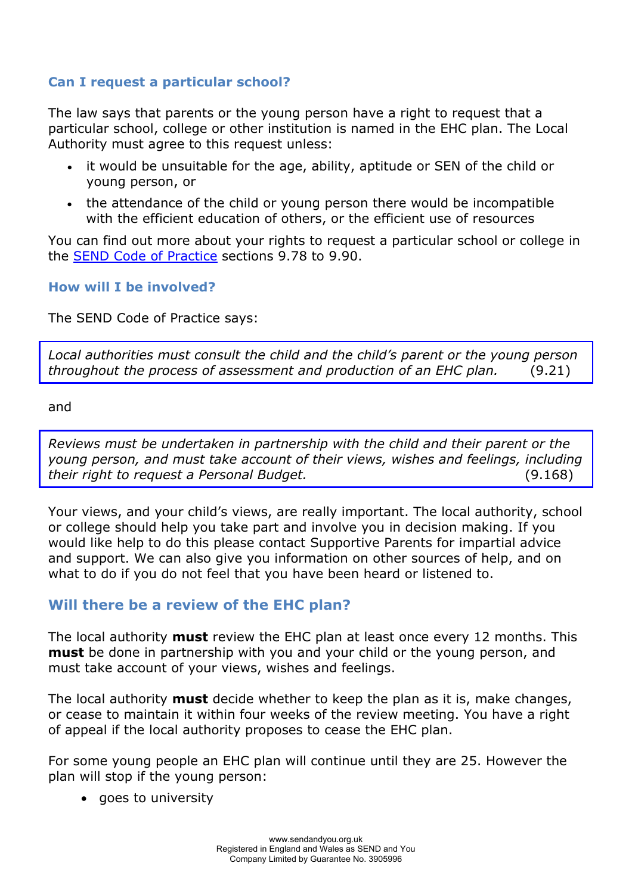### Can I request a particular school?

The law says that parents or the young person have a right to request that a particular school, college or other institution is named in the EHC plan. The Local Authority must agree to this request unless:

- it would be unsuitable for the age, ability, aptitude or SEN of the child or young person, or
- the attendance of the child or young person there would be incompatible with the efficient education of others, or the efficient use of resources

You can find out more about your rights to request a particular school or college in the [SEND Code of Practice](#) sections 9.78 to 9.90.

### How will I be involved?

The SEND Code of Practice says:

> *Local authorities must consult the child and the child's parent or the young person throughout the process of assessment and production of an EHC plan.* (9.21)

and

> *Reviews must be undertaken in partnership with the child and their parent or the young person, and must take account of their views, wishes and feelings, including their right to request a Personal Budget.* (9.168)

Your views, and your child's views, are really important. The local authority, school or college should help you take part and involve you in decision making. If you would like help to do this please contact Supportive Parents for impartial advice and support. We can also give you information on other sources of help, and on what to do if you do not feel that you have been heard or listened to.

## Will there be a review of the EHC plan?

The local authority **must** review the EHC plan at least once every 12 months. This **must** be done in partnership with you and your child or the young person, and must take account of your views, wishes and feelings.

The local authority **must** decide whether to keep the plan as it is, make changes, or cease to maintain it within four weeks of the review meeting. You have a right of appeal if the local authority proposes to cease the EHC plan.

For some young people an EHC plan will continue until they are 25. However the plan will stop if the young person:

- goes to university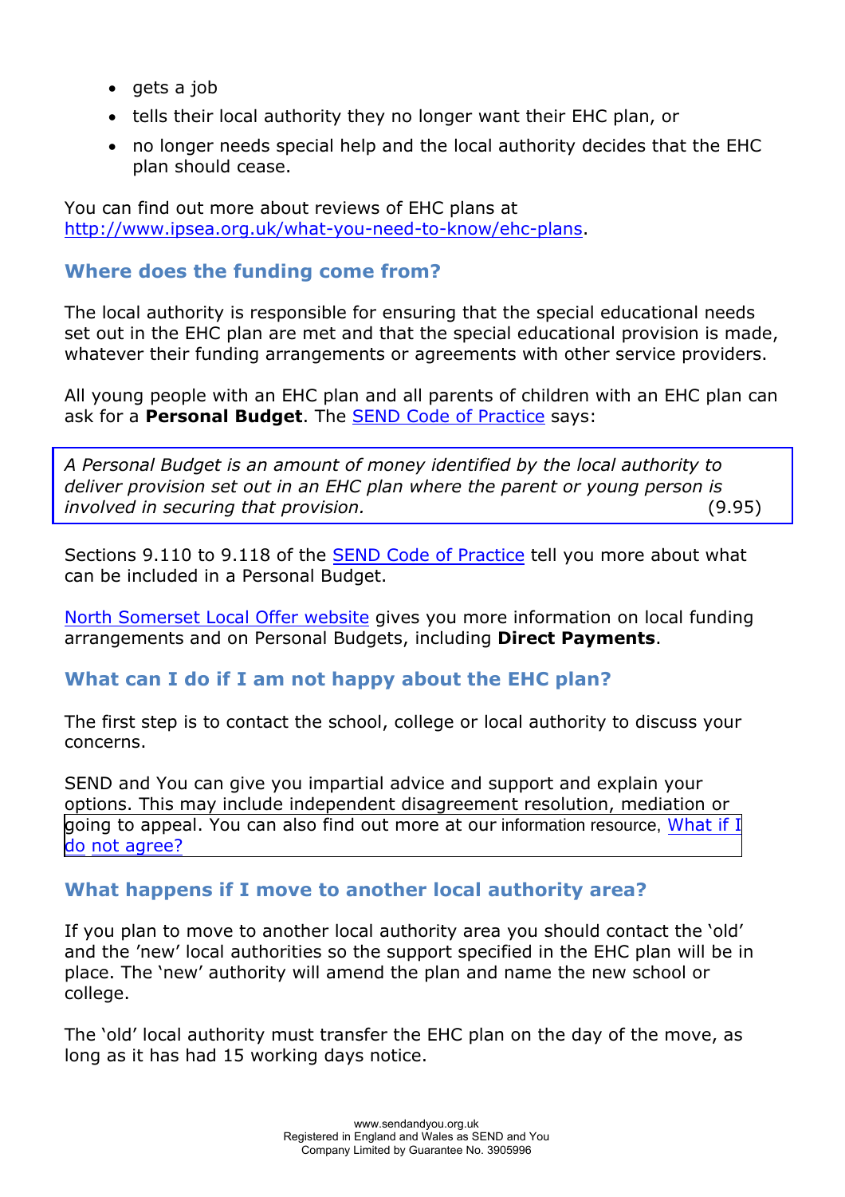- gets a job
- tells their local authority they no longer want their EHC plan, or
- no longer needs special help and the local authority decides that the EHC plan should cease.

You can find out more about reviews of EHC plans at [http://www.ipsea.org.uk/what-you-need-to-know/ehc-plans](http://www.ipsea.org.uk/what-you-need-to-know/ehc-plans).

## Where does the funding come from?

The local authority is responsible for ensuring that the special educational needs set out in the EHC plan are met and that the special educational provision is made, whatever their funding arrangements or agreements with other service providers.

All young people with an EHC plan and all parents of children with an EHC plan can ask for a **Personal Budget**. The SEND Code of Practice says:

> *A Personal Budget is an amount of money identified by the local authority to deliver provision set out in an EHC plan where the parent or young person is involved in securing that provision.* (9.95)

Sections 9.110 to 9.118 of the SEND Code of Practice tell you more about what can be included in a Personal Budget.

North Somerset Local Offer website gives you more information on local funding arrangements and on Personal Budgets, including **Direct Payments**.

## What can I do if I am not happy about the EHC plan?

The first step is to contact the school, college or local authority to discuss your concerns.

SEND and You can give you impartial advice and support and explain your options. This may include independent disagreement resolution, mediation or going to appeal. You can also find out more at our information resource, What if I do not agree?

## What happens if I move to another local authority area?

If you plan to move to another local authority area you should contact the 'old' and the 'new' local authorities so the support specified in the EHC plan will be in place. The 'new' authority will amend the plan and name the new school or college.

The 'old' local authority must transfer the EHC plan on the day of the move, as long as it has had 15 working days notice.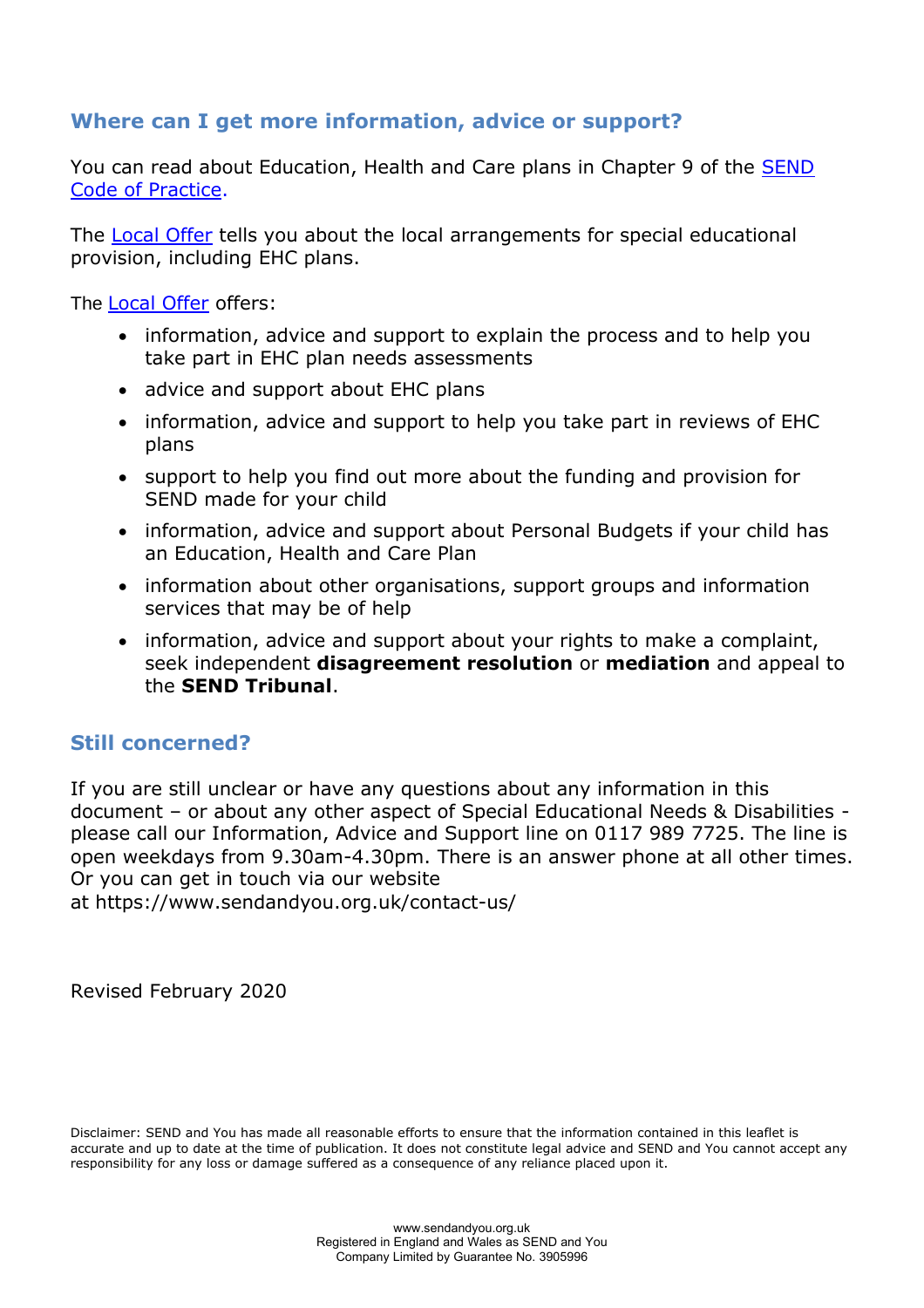## Where can I get more information, advice or support?

You can read about Education, Health and Care plans in Chapter 9 of the SEND Code of Practice.

The Local Offer tells you about the local arrangements for special educational provision, including EHC plans.

The Local Offer offers:

- information, advice and support to explain the process and to help you take part in EHC plan needs assessments
- advice and support about EHC plans
- information, advice and support to help you take part in reviews of EHC plans
- support to help you find out more about the funding and provision for SEND made for your child
- information, advice and support about Personal Budgets if your child has an Education, Health and Care Plan
- information about other organisations, support groups and information services that may be of help
- information, advice and support about your rights to make a complaint, seek independent **disagreement resolution** or **mediation** and appeal to the **SEND Tribunal**.

## Still concerned?

If you are still unclear or have any questions about any information in this document – or about any other aspect of Special Educational Needs & Disabilities - please call our Information, Advice and Support line on 0117 989 7725. The line is open weekdays from 9.30am-4.30pm. There is an answer phone at all other times. Or you can get in touch via our website at https://www.sendandyou.org.uk/contact-us/

Revised February 2020

Disclaimer: SEND and You has made all reasonable efforts to ensure that the information contained in this leaflet is accurate and up to date at the time of publication. It does not constitute legal advice and SEND and You cannot accept any responsibility for any loss or damage suffered as a consequence of any reliance placed upon it.

www.sendandyou.org.uk
Registered in England and Wales as SEND and You
Company Limited by Guarantee No. 3905996